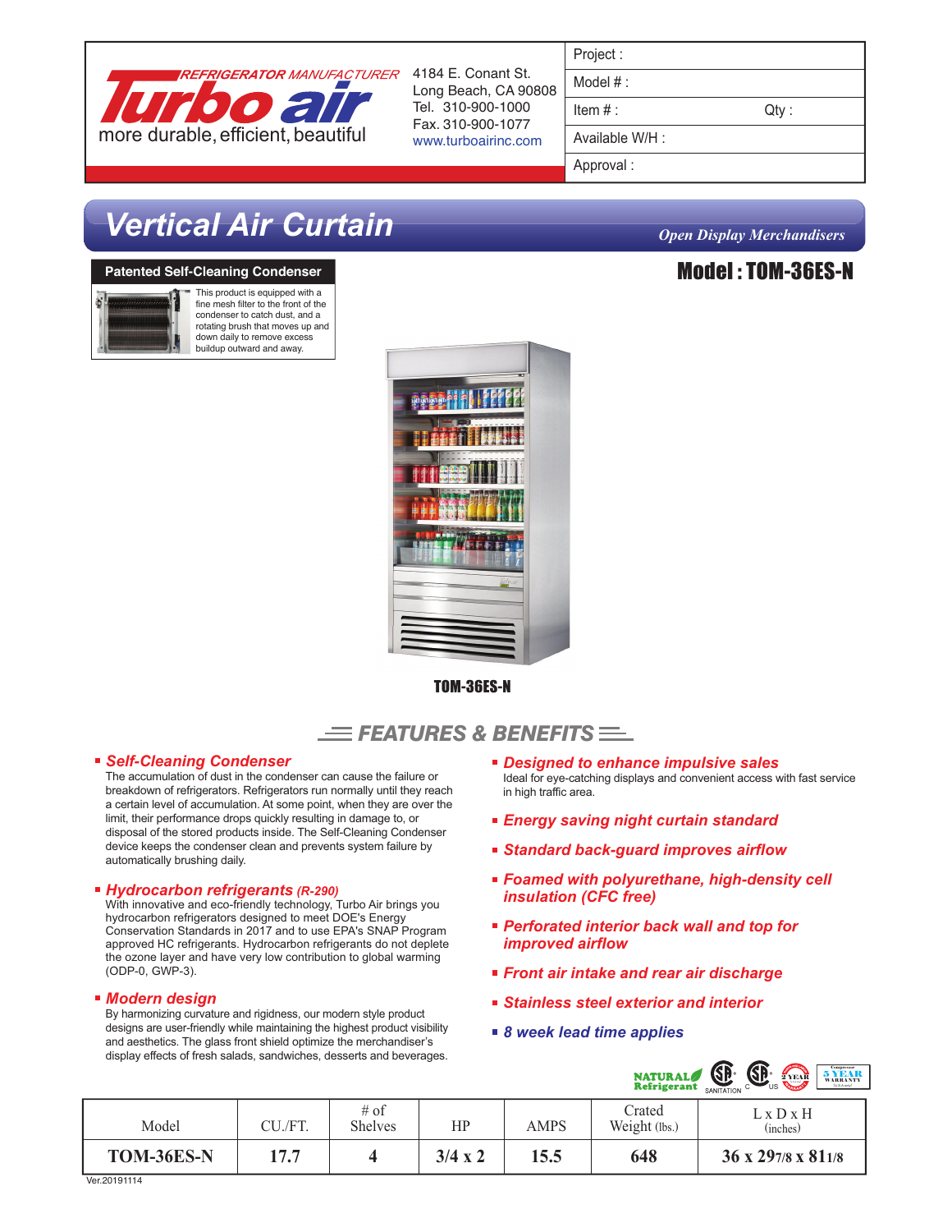REFRIGERATOR MANUFACTURER

**Turbo air**

more durable, efficient, beautiful

4184 E. Conant St.
Long Beach, CA 90808
Tel. 310-900-1000
Fax. 310-900-1077
www.turboairinc.com

| Project : | |
|---|---|
| Model # : | |
| Item # : | Qty : |
| Available W/H : | |
| Approval : | |

# Vertical Air Curtain

*Open Display Merchandisers*

## Model : TOM-36ES-N

**Patented Self-Cleaning Condenser**

This product is equipped with a fine mesh filter to the front of the condenser to catch dust, and a rotating brush that moves up and down daily to remove excess buildup outward and away.

**TOM-36ES-N**

## FEATURES & BENEFITS

- ***Self-Cleaning Condenser***
  The accumulation of dust in the condenser can cause the failure or breakdown of refrigerators. Refrigerators run normally until they reach a certain level of accumulation. At some point, when they are over the limit, their performance drops quickly resulting in damage to, or disposal of the stored products inside. The Self-Cleaning Condenser device keeps the condenser clean and prevents system failure by automatically brushing daily.

- ***Hydrocarbon refrigerants (R-290)***
  With innovative and eco-friendly technology, Turbo Air brings you hydrocarbon refrigerators designed to meet DOE's Energy Conservation Standards in 2017 and to use EPA's SNAP Program approved HC refrigerants. Hydrocarbon refrigerants do not deplete the ozone layer and have very low contribution to global warming (ODP-0, GWP-3).

- ***Modern design***
  By harmonizing curvature and rigidness, our modern style product designs are user-friendly while maintaining the highest product visibility and aesthetics. The glass front shield optimize the merchandiser's display effects of fresh salads, sandwiches, desserts and beverages.

- ***Designed to enhance impulsive sales***
  Ideal for eye-catching displays and convenient access with fast service in high traffic area.
- ***Energy saving night curtain standard***
- ***Standard back-guard improves airflow***
- ***Foamed with polyurethane, high-density cell insulation (CFC free)***
- ***Perforated interior back wall and top for improved airflow***
- ***Front air intake and rear air discharge***
- ***Stainless steel exterior and interior***
- ***8 week lead time applies***

NATURAL Refrigerant | SANITATION | C US | 2 YEAR | 5 YEAR WARRANTY

| Model | CU./FT. | # of Shelves | HP | AMPS | Crated Weight (lbs.) | L x D x H (inches) |
|---|---|---|---|---|---|---|
| **TOM-36ES-N** | **17.7** | **4** | **3/4 x 2** | **15.5** | **648** | **36 x 29 7/8 x 81 1/8** |

Ver.20191114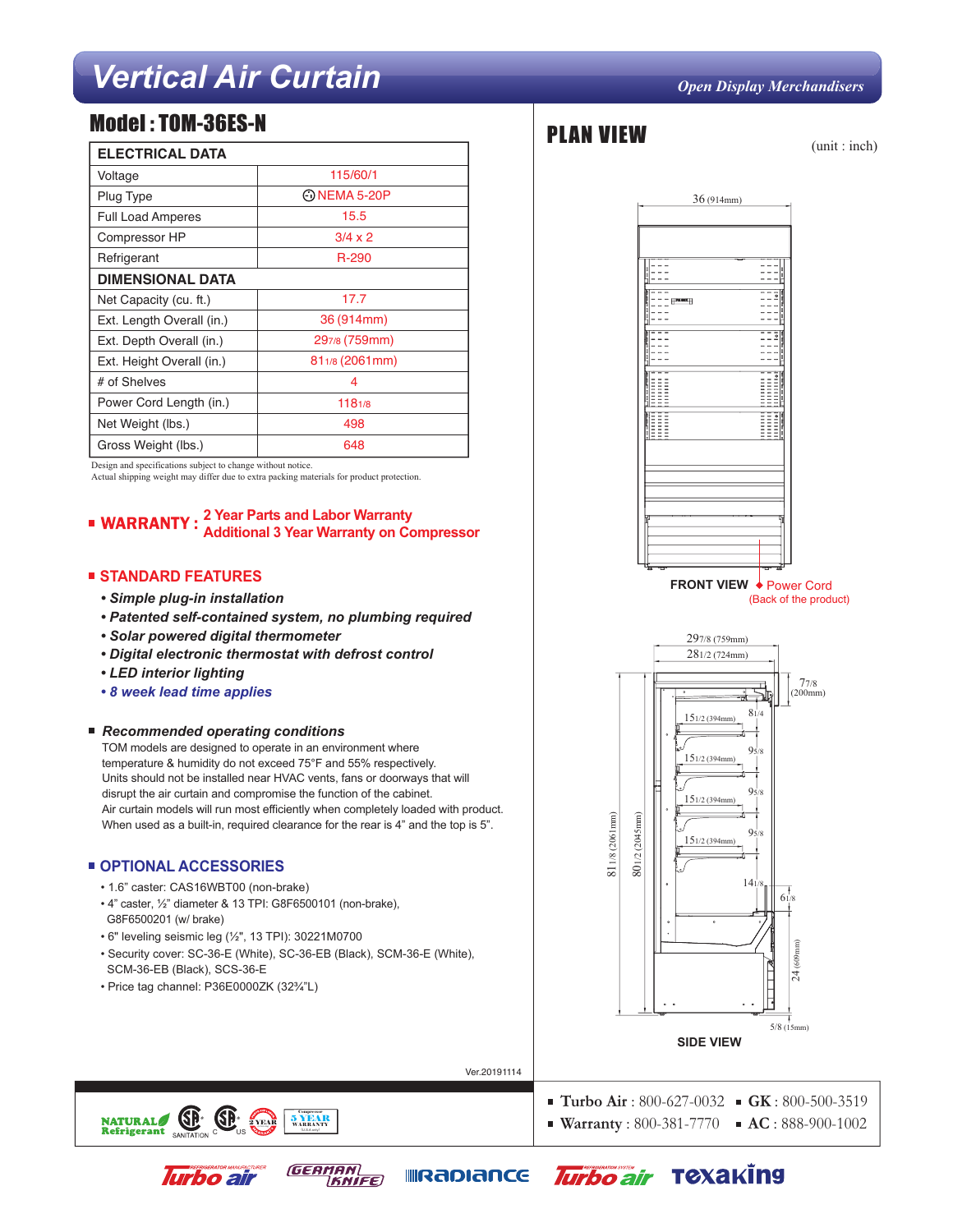# Vertical Air Curtain

*Open Display Merchandisers*

## Model : TOM-36ES-N

| ELECTRICAL DATA | |
|---|---|
| Voltage | 115/60/1 |
| Plug Type | NEMA 5-20P |
| Full Load Amperes | 15.5 |
| Compressor HP | 3/4 x 2 |
| Refrigerant | R-290 |
| **DIMENSIONAL DATA** | |
| Net Capacity (cu. ft.) | 17.7 |
| Ext. Length Overall (in.) | 36 (914mm) |
| Ext. Depth Overall (in.) | 29 7/8 (759mm) |
| Ext. Height Overall (in.) | 81 1/8 (2061mm) |
| # of Shelves | 4 |
| Power Cord Length (in.) | 118 1/8 |
| Net Weight (lbs.) | 498 |
| Gross Weight (lbs.) | 648 |

Design and specifications subject to change without notice.
Actual shipping weight may differ due to extra packing materials for product protection.

■ **WARRANTY : 2 Year Parts and Labor Warranty**
**Additional 3 Year Warranty on Compressor**

## ■ STANDARD FEATURES

- ***Simple plug-in installation***
- ***Patented self-contained system, no plumbing required***
- ***Solar powered digital thermometer***
- ***Digital electronic thermostat with defrost control***
- ***LED interior lighting***
- ***8 week lead time applies***

■ ***Recommended operating conditions***

TOM models are designed to operate in an environment where temperature & humidity do not exceed 75°F and 55% respectively.
Units should not be installed near HVAC vents, fans or doorways that will disrupt the air curtain and compromise the function of the cabinet.
Air curtain models will run most efficiently when completely loaded with product.
When used as a built-in, required clearance for the rear is 4” and the top is 5”.

## ■ OPTIONAL ACCESSORIES

- 1.6” caster: CAS16WBT00 (non-brake)
- 4” caster, ½” diameter & 13 TPI: G8F6500101 (non-brake), G8F6500201 (w/ brake)
- 6" leveling seismic leg (½", 13 TPI): 30221M0700
- Security cover: SC-36-E (White), SC-36-EB (Black), SCM-36-E (White), SCM-36-EB (Black), SCS-36-E
- Price tag channel: P36E0000ZK (32¾”L)

Ver.20191114

## PLAN VIEW

(unit : inch)

36 (914mm)

FRONT VIEW
Power Cord
(Back of the product)

29 7/8 (759mm)
28 1/2 (724mm)
7 7/8 (200mm)
8 1/4
15 1/2 (394mm)
9 5/8
15 1/2 (394mm)
9 5/8
15 1/2 (394mm)
9 5/8
15 1/2 (394mm)
14 1/8
6 1/8
81 1/8 (2061 mm)
80 1/2 (2045mm)
24 (609mm)
5/8 (15mm)

SIDE VIEW

NATURAL Refrigerant · SANITATION · C US · 2 YEAR WARRANTY · Compressor 5 YEAR WARRANTY (U.S.A only)

- **Turbo Air** : 800-627-0032
- **GK** : 800-500-3519
- **Warranty** : 800-381-7770
- **AC** : 888-900-1002

Turbo air · German Knife · Radiance · Turbo air · Texaking